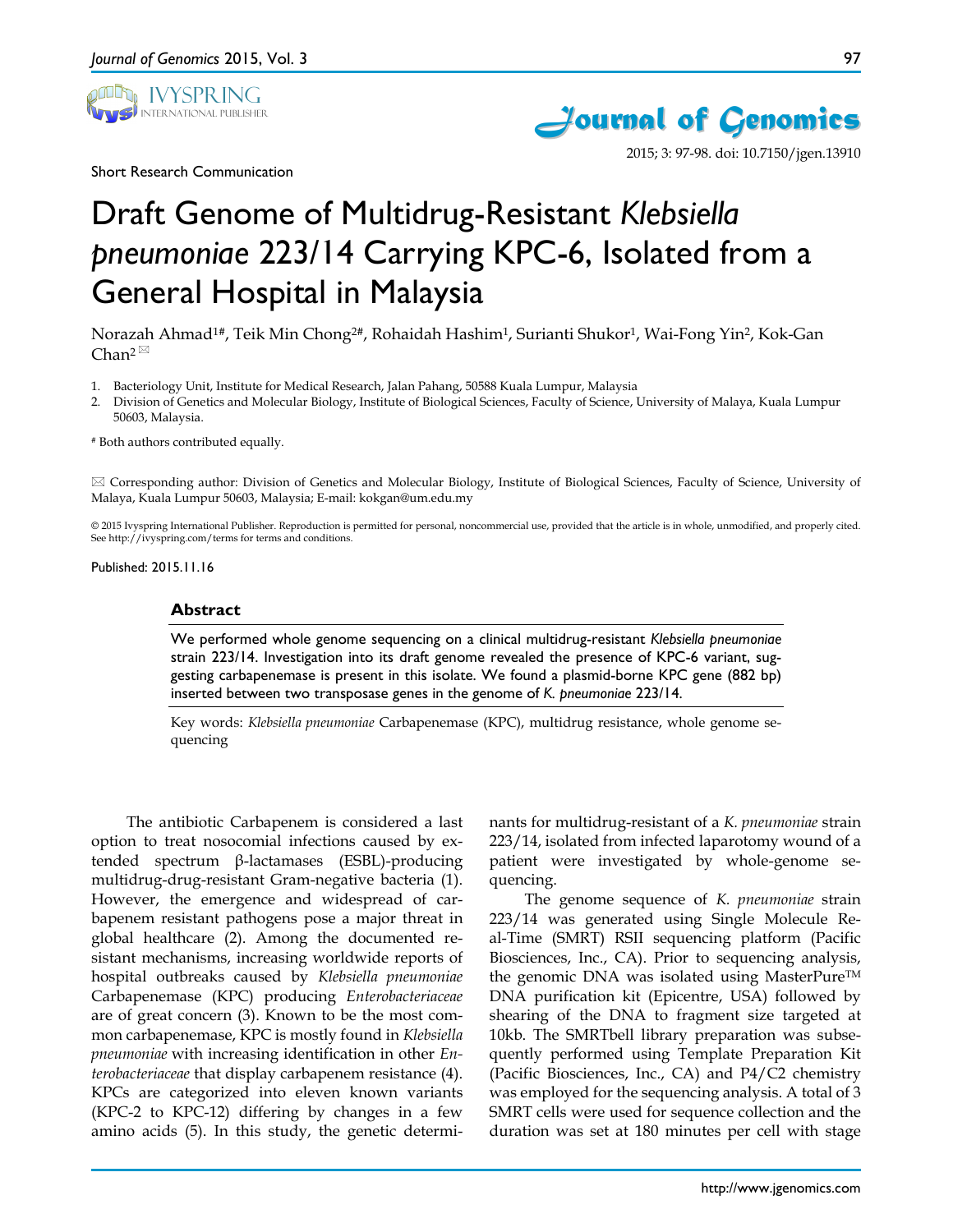Short Research Communication

# Draft Genome of Multidrug-Resistant *Klebsiella pneumoniae* 223/14 Carrying KPC-6, Isolated from a General Hospital in Malaysia

Norazah Ahmad[1#], Teik Min Chong[2#], Rohaidah Hashim[1], Surianti Shukor[1], Wai-Fong Yin[2], Kok-Gan Chan[2]

1. Bacteriology Unit, Institute for Medical Research, Jalan Pahang, 50588 Kuala Lumpur, Malaysia
2. Division of Genetics and Molecular Biology, Institute of Biological Sciences, Faculty of Science, University of Malaya, Kuala Lumpur 50603, Malaysia.

[#] Both authors contributed equally.

Corresponding author: Division of Genetics and Molecular Biology, Institute of Biological Sciences, Faculty of Science, University of Malaya, Kuala Lumpur 50603, Malaysia; E-mail: kokgan@um.edu.my

© 2015 Ivyspring International Publisher. Reproduction is permitted for personal, noncommercial use, provided that the article is in whole, unmodified, and properly cited. See http://ivyspring.com/terms for terms and conditions.

Published: 2015.11.16

## Abstract

We performed whole genome sequencing on a clinical multidrug-resistant *Klebsiella pneumoniae* strain 223/14. Investigation into its draft genome revealed the presence of KPC-6 variant, suggesting carbapenemase is present in this isolate. We found a plasmid-borne KPC gene (882 bp) inserted between two transposase genes in the genome of *K. pneumoniae* 223/14.

Key words: *Klebsiella pneumoniae* Carbapenemase (KPC), multidrug resistance, whole genome sequencing

The antibiotic Carbapenem is considered a last option to treat nosocomial infections caused by extended spectrum β-lactamases (ESBL)-producing multidrug-drug-resistant Gram-negative bacteria (1). However, the emergence and widespread of carbapenem resistant pathogens pose a major threat in global healthcare (2). Among the documented resistant mechanisms, increasing worldwide reports of hospital outbreaks caused by *Klebsiella pneumoniae* Carbapenemase (KPC) producing *Enterobacteriaceae* are of great concern (3). Known to be the most common carbapenemase, KPC is mostly found in *Klebsiella pneumoniae* with increasing identification in other *Enterobacteriaceae* that display carbapenem resistance (4). KPCs are categorized into eleven known variants (KPC-2 to KPC-12) differing by changes in a few amino acids (5). In this study, the genetic determinants for multidrug-resistant of a *K. pneumoniae* strain 223/14, isolated from infected laparotomy wound of a patient were investigated by whole-genome sequencing.

The genome sequence of *K. pneumoniae* strain 223/14 was generated using Single Molecule Real-Time (SMRT) RSII sequencing platform (Pacific Biosciences, Inc., CA). Prior to sequencing analysis, the genomic DNA was isolated using MasterPure™ DNA purification kit (Epicentre, USA) followed by shearing of the DNA to fragment size targeted at 10kb. The SMRTbell library preparation was subsequently performed using Template Preparation Kit (Pacific Biosciences, Inc., CA) and P4/C2 chemistry was employed for the sequencing analysis. A total of 3 SMRT cells were used for sequence collection and the duration was set at 180 minutes per cell with stage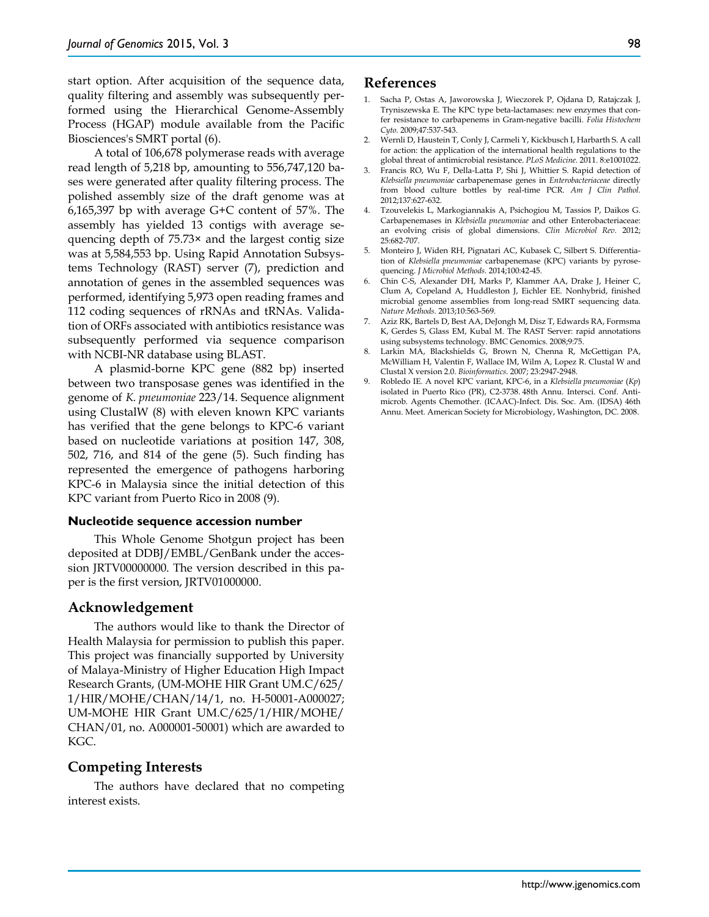start option. After acquisition of the sequence data, quality filtering and assembly was subsequently performed using the Hierarchical Genome-Assembly Process (HGAP) module available from the Pacific Biosciences's SMRT portal (6).

A total of 106,678 polymerase reads with average read length of 5,218 bp, amounting to 556,747,120 bases were generated after quality filtering process. The polished assembly size of the draft genome was at 6,165,397 bp with average G+C content of 57%. The assembly has yielded 13 contigs with average sequencing depth of 75.73× and the largest contig size was at 5,584,553 bp. Using Rapid Annotation Subsystems Technology (RAST) server (7), prediction and annotation of genes in the assembled sequences was performed, identifying 5,973 open reading frames and 112 coding sequences of rRNAs and tRNAs. Validation of ORFs associated with antibiotics resistance was subsequently performed via sequence comparison with NCBI-NR database using BLAST.

A plasmid-borne KPC gene (882 bp) inserted between two transposase genes was identified in the genome of *K. pneumoniae* 223/14. Sequence alignment using ClustalW (8) with eleven known KPC variants has verified that the gene belongs to KPC-6 variant based on nucleotide variations at position 147, 308, 502, 716, and 814 of the gene (5). Such finding has represented the emergence of pathogens harboring KPC-6 in Malaysia since the initial detection of this KPC variant from Puerto Rico in 2008 (9).

### Nucleotide sequence accession number

This Whole Genome Shotgun project has been deposited at DDBJ/EMBL/GenBank under the accession JRTV00000000. The version described in this paper is the first version, JRTV01000000.

## Acknowledgement

The authors would like to thank the Director of Health Malaysia for permission to publish this paper. This project was financially supported by University of Malaya-Ministry of Higher Education High Impact Research Grants, (UM-MOHE HIR Grant UM.C/625/1/HIR/MOHE/CHAN/14/1, no. H-50001-A000027; UM-MOHE HIR Grant UM.C/625/1/HIR/MOHE/CHAN/01, no. A000001-50001) which are awarded to KGC.

## Competing Interests

The authors have declared that no competing interest exists.

## References

1. Sacha P, Ostas A, Jaworowska J, Wieczorek P, Ojdana D, Ratajczak J, Tryniszewska E. The KPC type beta-lactamases: new enzymes that confer resistance to carbapenems in Gram-negative bacilli. *Folia Histochem Cyto*. 2009;47:537-543.
2. Wernli D, Haustein T, Conly J, Carmeli Y, Kickbusch I, Harbarth S. A call for action: the application of the international health regulations to the global threat of antimicrobial resistance. *PLoS Medicine*. 2011. 8:e1001022.
3. Francis RO, Wu F, Della-Latta P, Shi J, Whittier S. Rapid detection of *Klebsiella pneumoniae* carbapenemase genes in *Enterobacteriaceae* directly from blood culture bottles by real-time PCR. *Am J Clin Pathol*. 2012;137:627-632.
4. Tzouvelekis L, Markogiannakis A, Psichogiou M, Tassios P, Daikos G. Carbapenemases in *Klebsiella pneumoniae* and other Enterobacteriaceae: an evolving crisis of global dimensions. *Clin Microbiol Rev*. 2012; 25:682-707.
5. Monteiro J, Widen RH, Pignatari AC, Kubasek C, Silbert S. Differentiation of *Klebsiella pneumoniae* carbapenemase (KPC) variants by pyrosequencing. *J Microbiol Methods*. 2014;100:42-45.
6. Chin C-S, Alexander DH, Marks P, Klammer AA, Drake J, Heiner C, Clum A, Copeland A, Huddleston J, Eichler EE. Nonhybrid, finished microbial genome assemblies from long-read SMRT sequencing data. *Nature Methods*. 2013;10:563-569.
7. Aziz RK, Bartels D, Best AA, DeJongh M, Disz T, Edwards RA, Formsma K, Gerdes S, Glass EM, Kubal M. The RAST Server: rapid annotations using subsystems technology. BMC Genomics. 2008;9:75.
8. Larkin MA, Blackshields G, Brown N, Chenna R, McGettigan PA, McWilliam H, Valentin F, Wallace IM, Wilm A, Lopez R. Clustal W and Clustal X version 2.0. *Bioinformatics*. 2007; 23:2947-2948.
9. Robledo IE. A novel KPC variant, KPC-6, in a *Klebsiella pneumoniae* (*Kp*) isolated in Puerto Rico (PR), C2-3738. 48th Annu. Intersci. Conf. Antimicrob. Agents Chemother. (ICAAC)-Infect. Dis. Soc. Am. (IDSA) 46th Annu. Meet. American Society for Microbiology, Washington, DC. 2008.